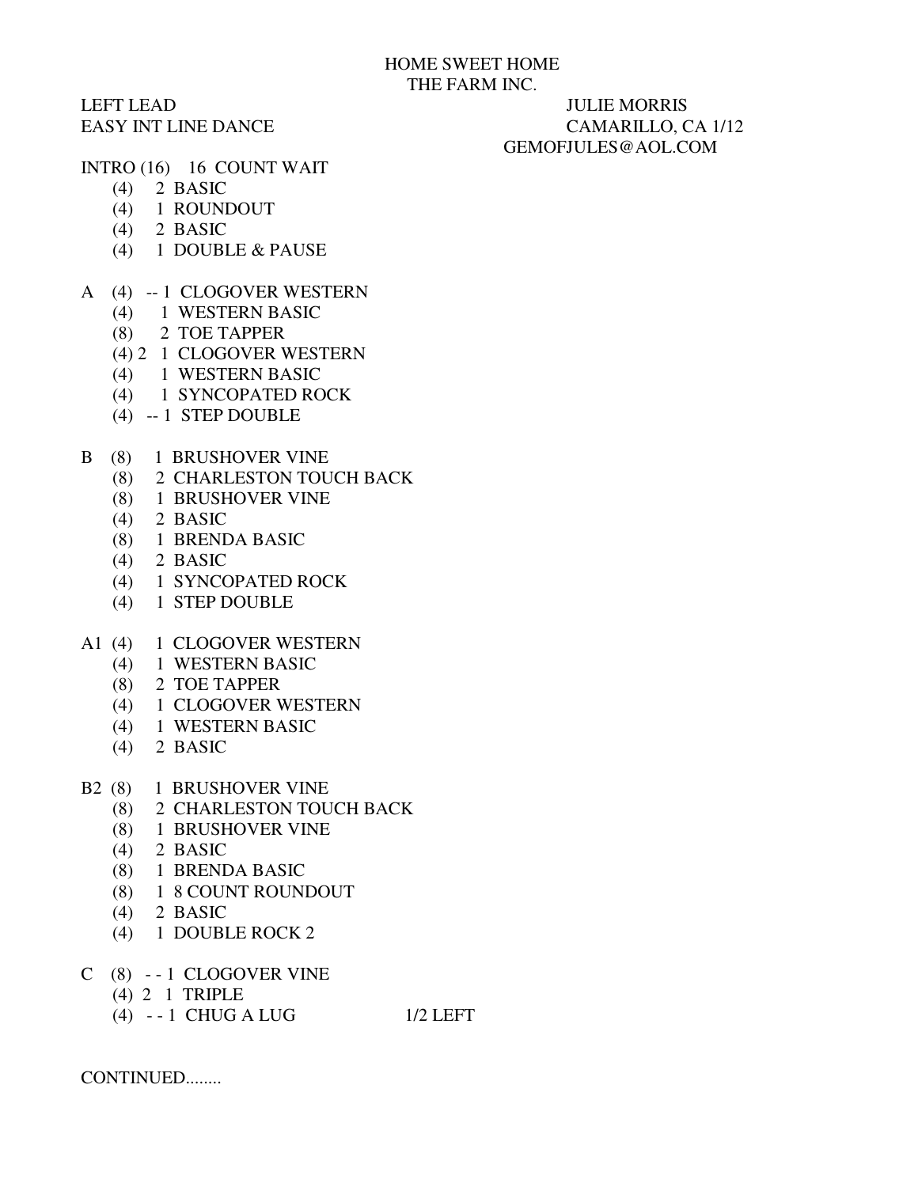# HOME SWEET HOME

## THE FARM INC.

LEFT LEAD
EASY INT LINE DANCE

JULIE MORRIS
CAMARILLO, CA 1/12
GEMOFJULES@AOL.COM

INTRO (16) 16 COUNT WAIT
- (4) 2 BASIC
- (4) 1 ROUNDOUT
- (4) 2 BASIC
- (4) 1 DOUBLE & PAUSE

A (4) -- 1 CLOGOVER WESTERN
- (4) 1 WESTERN BASIC
- (8) 2 TOE TAPPER
- (4) 2 1 CLOGOVER WESTERN
- (4) 1 WESTERN BASIC
- (4) 1 SYNCOPATED ROCK
- (4) -- 1 STEP DOUBLE

B (8) 1 BRUSHOVER VINE
- (8) 2 CHARLESTON TOUCH BACK
- (8) 1 BRUSHOVER VINE
- (4) 2 BASIC
- (8) 1 BRENDA BASIC
- (4) 2 BASIC
- (4) 1 SYNCOPATED ROCK
- (4) 1 STEP DOUBLE

A1 (4) 1 CLOGOVER WESTERN
- (4) 1 WESTERN BASIC
- (8) 2 TOE TAPPER
- (4) 1 CLOGOVER WESTERN
- (4) 1 WESTERN BASIC
- (4) 2 BASIC

B2 (8) 1 BRUSHOVER VINE
- (8) 2 CHARLESTON TOUCH BACK
- (8) 1 BRUSHOVER VINE
- (4) 2 BASIC
- (8) 1 BRENDA BASIC
- (8) 1 8 COUNT ROUNDOUT
- (4) 2 BASIC
- (4) 1 DOUBLE ROCK 2

C (8) - - 1 CLOGOVER VINE
- (4) 2 1 TRIPLE
- (4) - - 1 CHUG A LUG 1/2 LEFT

CONTINUED........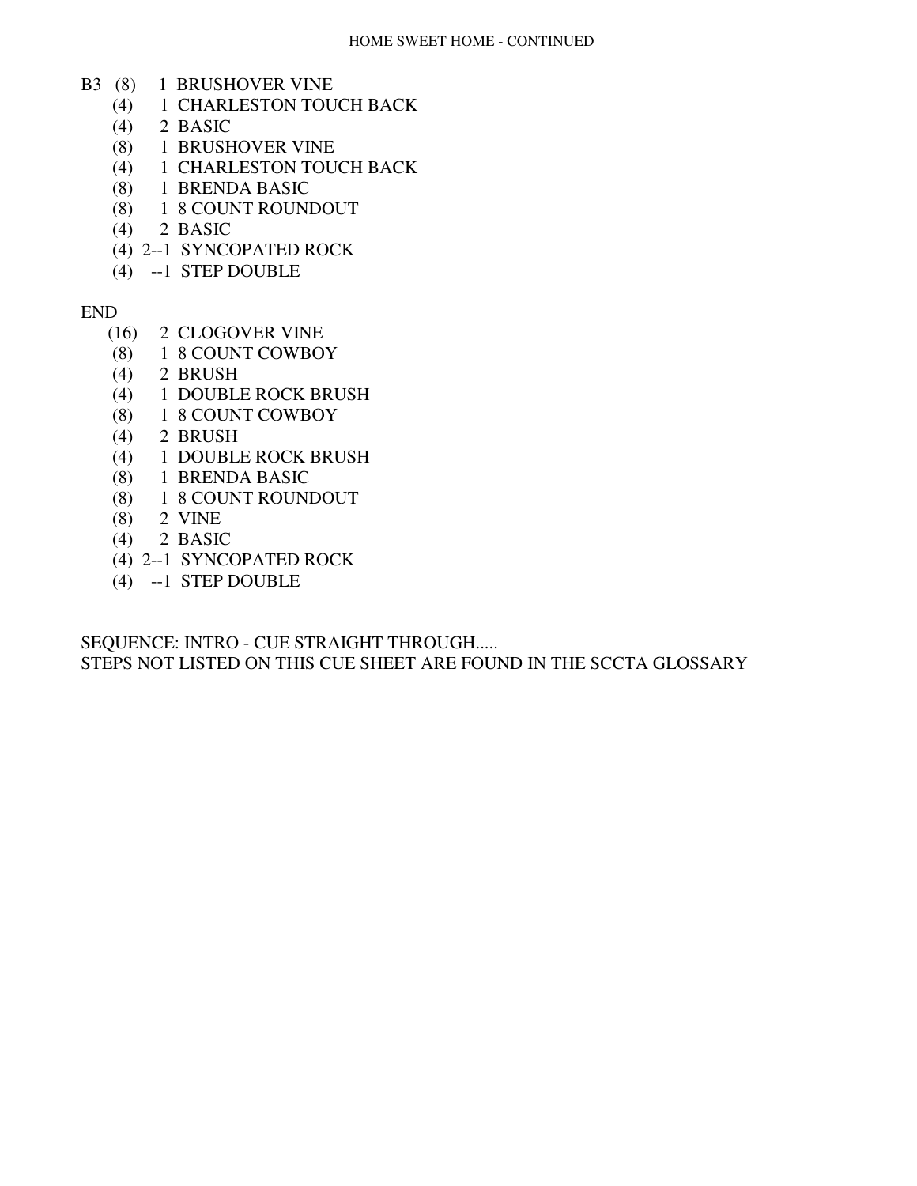B3 (8) 1 BRUSHOVER VINE
(4) 1 CHARLESTON TOUCH BACK
(4) 2 BASIC
(8) 1 BRUSHOVER VINE
(4) 1 CHARLESTON TOUCH BACK
(8) 1 BRENDA BASIC
(8) 1 8 COUNT ROUNDOUT
(4) 2 BASIC
(4) 2--1 SYNCOPATED ROCK
(4) --1 STEP DOUBLE

END
(16) 2 CLOGOVER VINE
(8) 1 8 COUNT COWBOY
(4) 2 BRUSH
(4) 1 DOUBLE ROCK BRUSH
(8) 1 8 COUNT COWBOY
(4) 2 BRUSH
(4) 1 DOUBLE ROCK BRUSH
(8) 1 BRENDA BASIC
(8) 1 8 COUNT ROUNDOUT
(8) 2 VINE
(4) 2 BASIC
(4) 2--1 SYNCOPATED ROCK
(4) --1 STEP DOUBLE

SEQUENCE: INTRO - CUE STRAIGHT THROUGH.....
STEPS NOT LISTED ON THIS CUE SHEET ARE FOUND IN THE SCCTA GLOSSARY